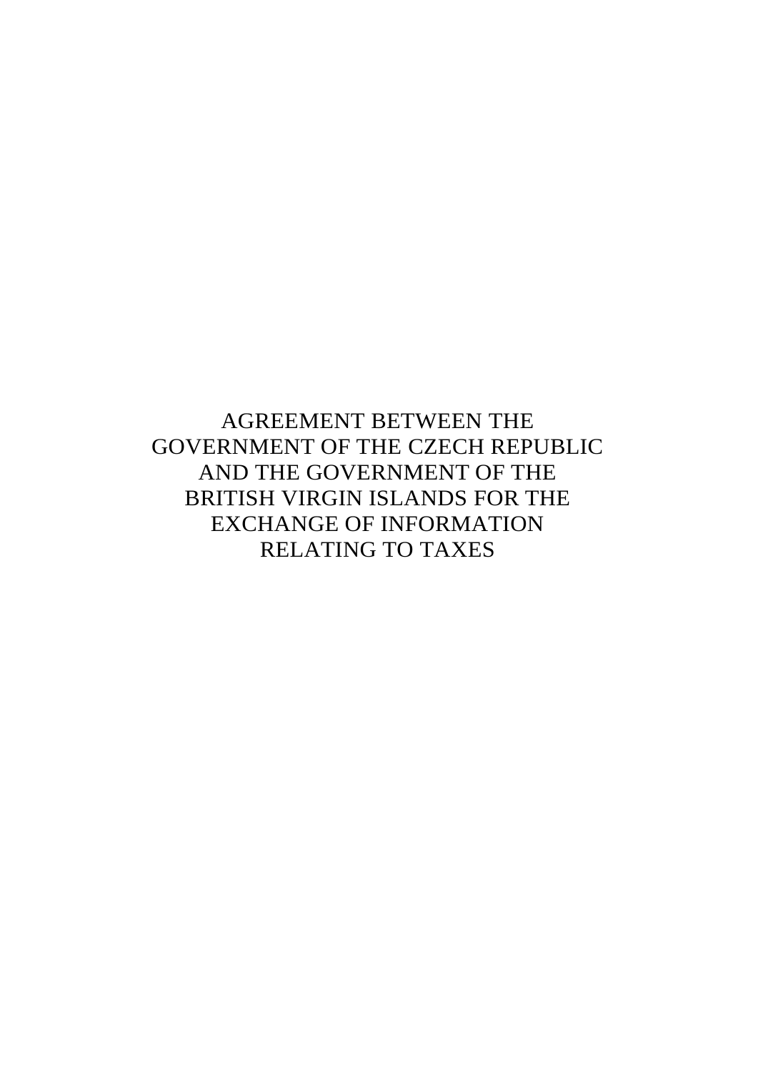# AGREEMENT BETWEEN THE GOVERNMENT OF THE CZECH REPUBLIC AND THE GOVERNMENT OF THE BRITISH VIRGIN ISLANDS FOR THE EXCHANGE OF INFORMATION RELATING TO TAXES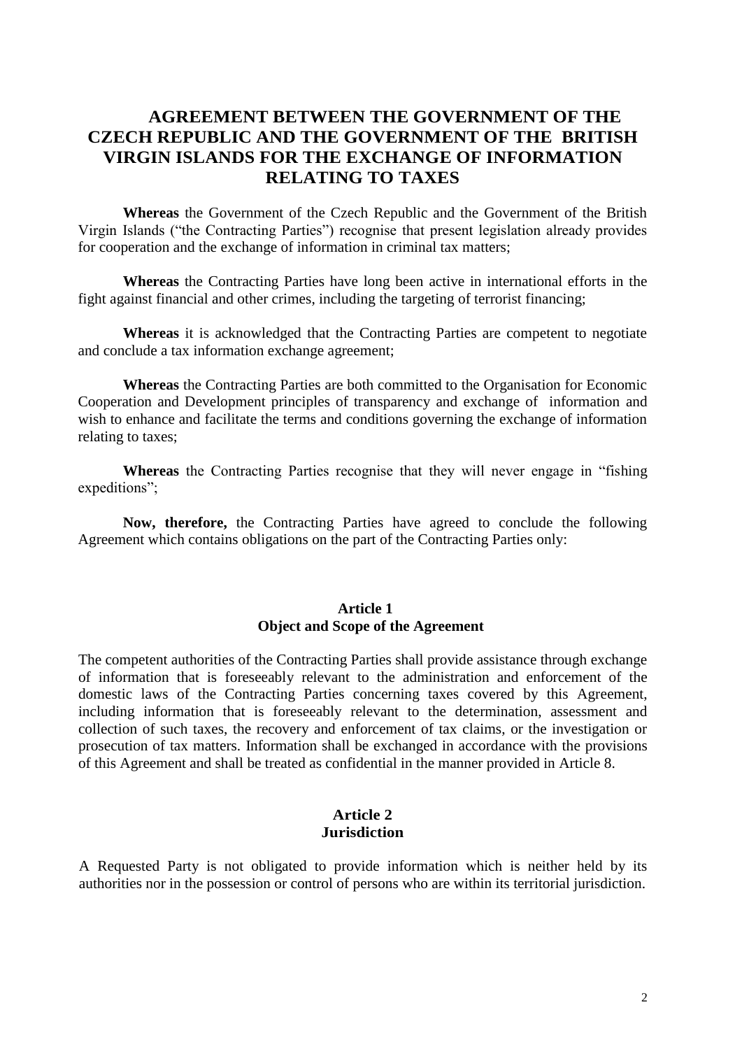# AGREEMENT BETWEEN THE GOVERNMENT OF THE CZECH REPUBLIC AND THE GOVERNMENT OF THE BRITISH VIRGIN ISLANDS FOR THE EXCHANGE OF INFORMATION RELATING TO TAXES

**Whereas** the Government of the Czech Republic and the Government of the British Virgin Islands ("the Contracting Parties") recognise that present legislation already provides for cooperation and the exchange of information in criminal tax matters;

**Whereas** the Contracting Parties have long been active in international efforts in the fight against financial and other crimes, including the targeting of terrorist financing;

**Whereas** it is acknowledged that the Contracting Parties are competent to negotiate and conclude a tax information exchange agreement;

**Whereas** the Contracting Parties are both committed to the Organisation for Economic Cooperation and Development principles of transparency and exchange of information and wish to enhance and facilitate the terms and conditions governing the exchange of information relating to taxes;

**Whereas** the Contracting Parties recognise that they will never engage in "fishing expeditions";

**Now, therefore,** the Contracting Parties have agreed to conclude the following Agreement which contains obligations on the part of the Contracting Parties only:

## Article 1
## Object and Scope of the Agreement

The competent authorities of the Contracting Parties shall provide assistance through exchange of information that is foreseeably relevant to the administration and enforcement of the domestic laws of the Contracting Parties concerning taxes covered by this Agreement, including information that is foreseeably relevant to the determination, assessment and collection of such taxes, the recovery and enforcement of tax claims, or the investigation or prosecution of tax matters. Information shall be exchanged in accordance with the provisions of this Agreement and shall be treated as confidential in the manner provided in Article 8.

## Article 2
## Jurisdiction

A Requested Party is not obligated to provide information which is neither held by its authorities nor in the possession or control of persons who are within its territorial jurisdiction.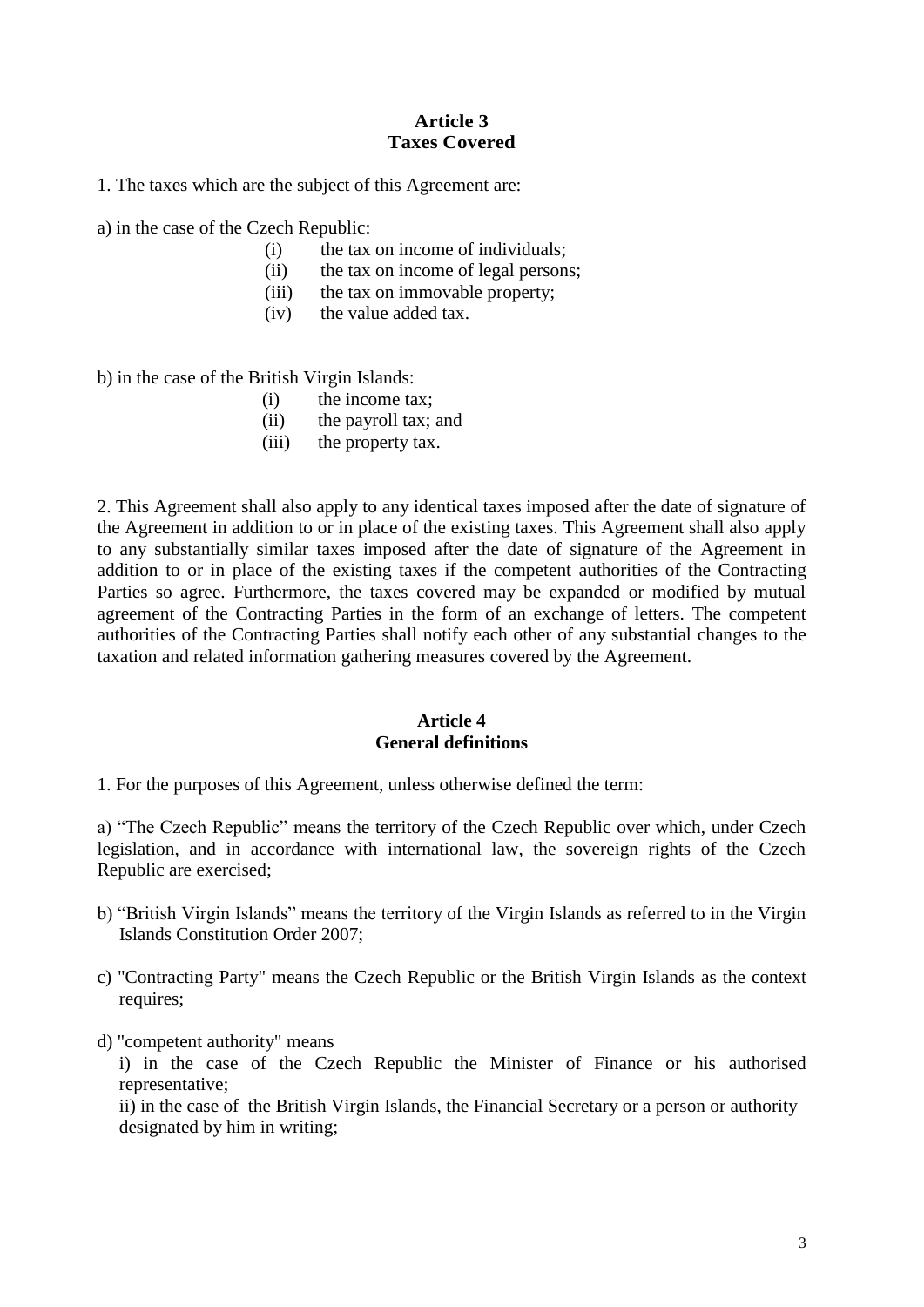**Article 3**
**Taxes Covered**

1. The taxes which are the subject of this Agreement are:

a) in the case of the Czech Republic:

- (i) the tax on income of individuals;
- (ii) the tax on income of legal persons;
- (iii) the tax on immovable property;
- (iv) the value added tax.

b) in the case of the British Virgin Islands:

- (i) the income tax;
- (ii) the payroll tax; and
- (iii) the property tax.

2. This Agreement shall also apply to any identical taxes imposed after the date of signature of the Agreement in addition to or in place of the existing taxes. This Agreement shall also apply to any substantially similar taxes imposed after the date of signature of the Agreement in addition to or in place of the existing taxes if the competent authorities of the Contracting Parties so agree. Furthermore, the taxes covered may be expanded or modified by mutual agreement of the Contracting Parties in the form of an exchange of letters. The competent authorities of the Contracting Parties shall notify each other of any substantial changes to the taxation and related information gathering measures covered by the Agreement.

**Article 4**
**General definitions**

1. For the purposes of this Agreement, unless otherwise defined the term:

a) "The Czech Republic" means the territory of the Czech Republic over which, under Czech legislation, and in accordance with international law, the sovereign rights of the Czech Republic are exercised;

b) "British Virgin Islands" means the territory of the Virgin Islands as referred to in the Virgin Islands Constitution Order 2007;

c) "Contracting Party" means the Czech Republic or the British Virgin Islands as the context requires;

d) "competent authority" means

i) in the case of the Czech Republic the Minister of Finance or his authorised representative;

ii) in the case of the British Virgin Islands, the Financial Secretary or a person or authority designated by him in writing;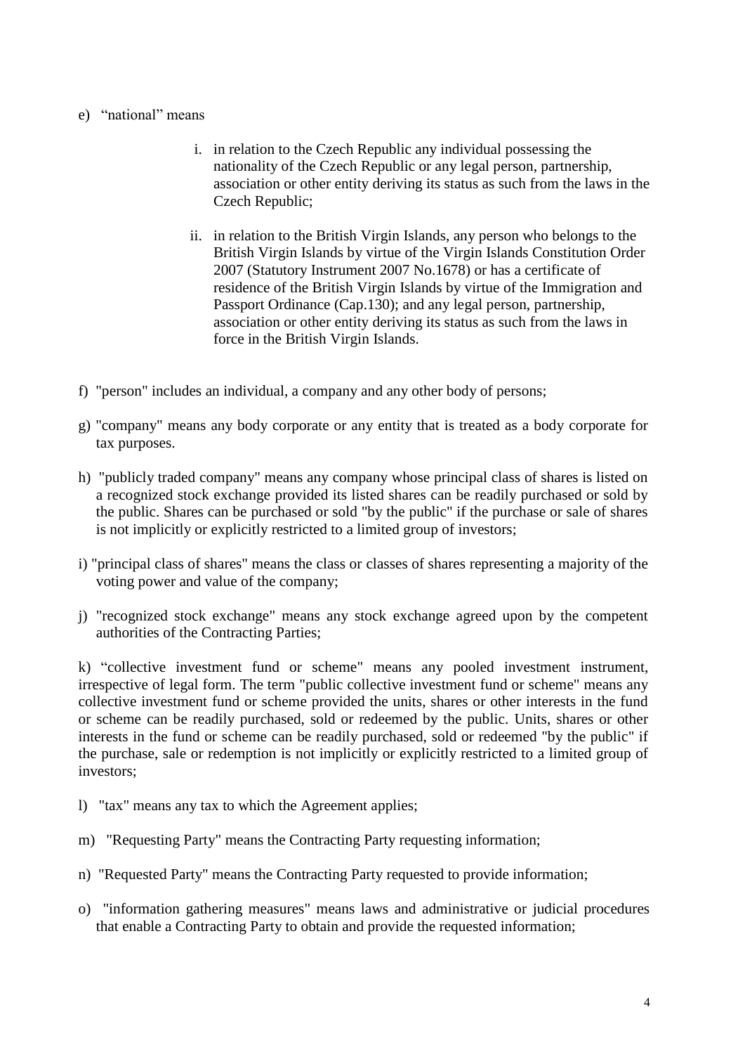e) “national” means

   i. in relation to the Czech Republic any individual possessing the nationality of the Czech Republic or any legal person, partnership, association or other entity deriving its status as such from the laws in the Czech Republic;

   ii. in relation to the British Virgin Islands, any person who belongs to the British Virgin Islands by virtue of the Virgin Islands Constitution Order 2007 (Statutory Instrument 2007 No.1678) or has a certificate of residence of the British Virgin Islands by virtue of the Immigration and Passport Ordinance (Cap.130); and any legal person, partnership, association or other entity deriving its status as such from the laws in force in the British Virgin Islands.

f) "person" includes an individual, a company and any other body of persons;

g) "company" means any body corporate or any entity that is treated as a body corporate for tax purposes.

h) "publicly traded company" means any company whose principal class of shares is listed on a recognized stock exchange provided its listed shares can be readily purchased or sold by the public. Shares can be purchased or sold "by the public" if the purchase or sale of shares is not implicitly or explicitly restricted to a limited group of investors;

i) "principal class of shares" means the class or classes of shares representing a majority of the voting power and value of the company;

j) "recognized stock exchange" means any stock exchange agreed upon by the competent authorities of the Contracting Parties;

k) “collective investment fund or scheme" means any pooled investment instrument, irrespective of legal form. The term "public collective investment fund or scheme" means any collective investment fund or scheme provided the units, shares or other interests in the fund or scheme can be readily purchased, sold or redeemed by the public. Units, shares or other interests in the fund or scheme can be readily purchased, sold or redeemed "by the public" if the purchase, sale or redemption is not implicitly or explicitly restricted to a limited group of investors;

l) "tax" means any tax to which the Agreement applies;

m) "Requesting Party" means the Contracting Party requesting information;

n) "Requested Party" means the Contracting Party requested to provide information;

o) "information gathering measures" means laws and administrative or judicial procedures that enable a Contracting Party to obtain and provide the requested information;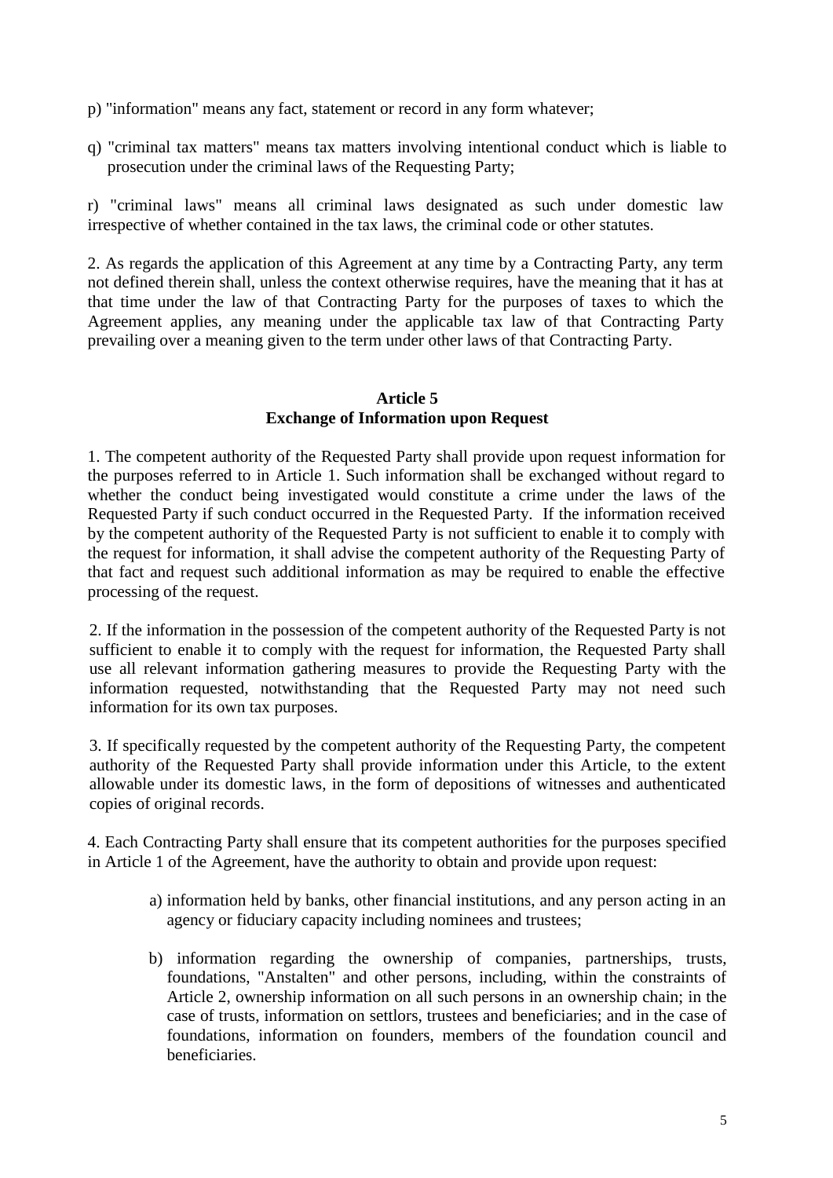p) "information" means any fact, statement or record in any form whatever;

q) "criminal tax matters" means tax matters involving intentional conduct which is liable to prosecution under the criminal laws of the Requesting Party;

r) "criminal laws" means all criminal laws designated as such under domestic law irrespective of whether contained in the tax laws, the criminal code or other statutes.

2. As regards the application of this Agreement at any time by a Contracting Party, any term not defined therein shall, unless the context otherwise requires, have the meaning that it has at that time under the law of that Contracting Party for the purposes of taxes to which the Agreement applies, any meaning under the applicable tax law of that Contracting Party prevailing over a meaning given to the term under other laws of that Contracting Party.

## Article 5
## Exchange of Information upon Request

1. The competent authority of the Requested Party shall provide upon request information for the purposes referred to in Article 1. Such information shall be exchanged without regard to whether the conduct being investigated would constitute a crime under the laws of the Requested Party if such conduct occurred in the Requested Party. If the information received by the competent authority of the Requested Party is not sufficient to enable it to comply with the request for information, it shall advise the competent authority of the Requesting Party of that fact and request such additional information as may be required to enable the effective processing of the request.

2. If the information in the possession of the competent authority of the Requested Party is not sufficient to enable it to comply with the request for information, the Requested Party shall use all relevant information gathering measures to provide the Requesting Party with the information requested, notwithstanding that the Requested Party may not need such information for its own tax purposes.

3. If specifically requested by the competent authority of the Requesting Party, the competent authority of the Requested Party shall provide information under this Article, to the extent allowable under its domestic laws, in the form of depositions of witnesses and authenticated copies of original records.

4. Each Contracting Party shall ensure that its competent authorities for the purposes specified in Article 1 of the Agreement, have the authority to obtain and provide upon request:

a) information held by banks, other financial institutions, and any person acting in an agency or fiduciary capacity including nominees and trustees;

b) information regarding the ownership of companies, partnerships, trusts, foundations, "Anstalten" and other persons, including, within the constraints of Article 2, ownership information on all such persons in an ownership chain; in the case of trusts, information on settlors, trustees and beneficiaries; and in the case of foundations, information on founders, members of the foundation council and beneficiaries.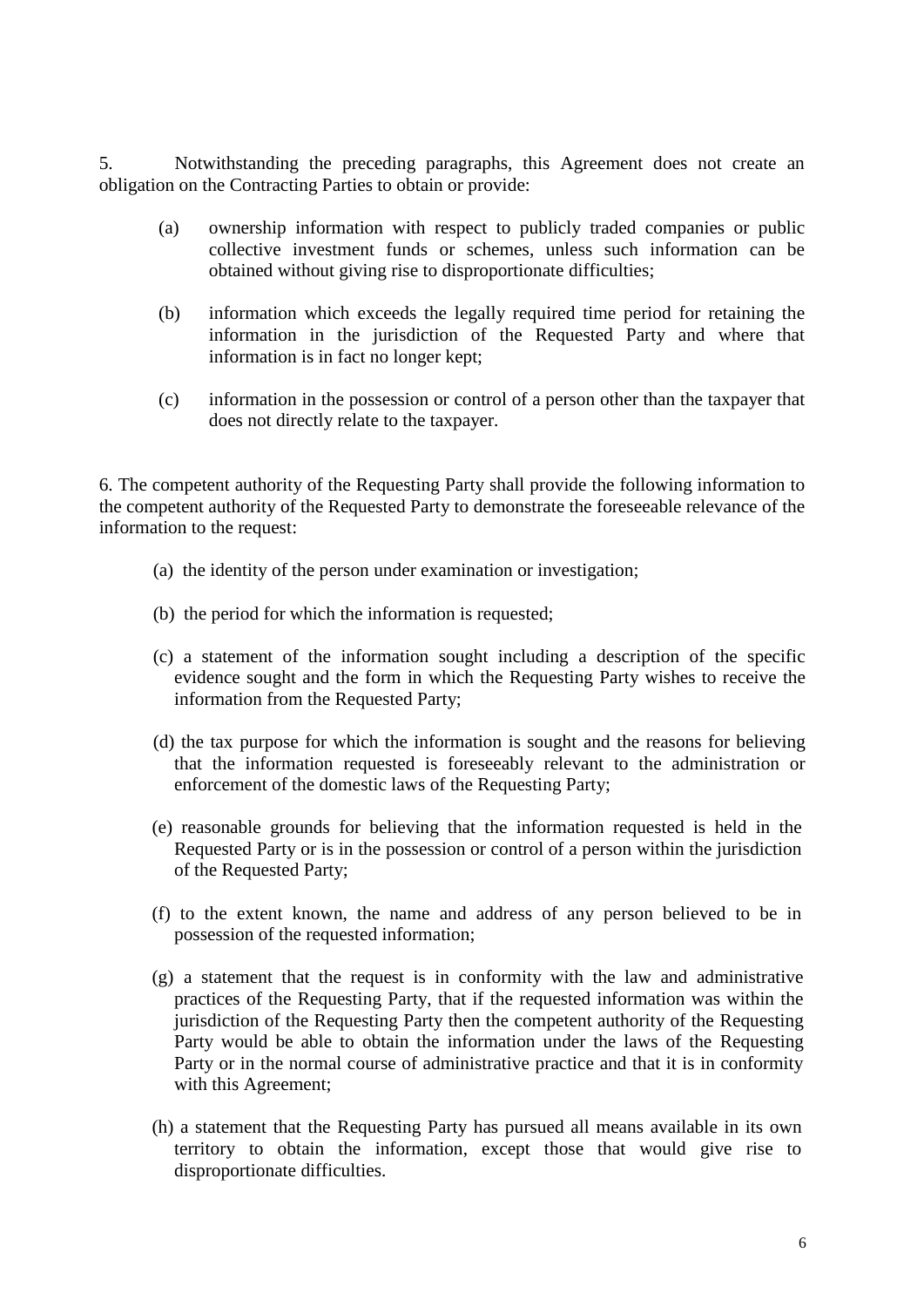5. Notwithstanding the preceding paragraphs, this Agreement does not create an obligation on the Contracting Parties to obtain or provide:

(a) ownership information with respect to publicly traded companies or public collective investment funds or schemes, unless such information can be obtained without giving rise to disproportionate difficulties;

(b) information which exceeds the legally required time period for retaining the information in the jurisdiction of the Requested Party and where that information is in fact no longer kept;

(c) information in the possession or control of a person other than the taxpayer that does not directly relate to the taxpayer.

6. The competent authority of the Requesting Party shall provide the following information to the competent authority of the Requested Party to demonstrate the foreseeable relevance of the information to the request:

(a) the identity of the person under examination or investigation;

(b) the period for which the information is requested;

(c) a statement of the information sought including a description of the specific evidence sought and the form in which the Requesting Party wishes to receive the information from the Requested Party;

(d) the tax purpose for which the information is sought and the reasons for believing that the information requested is foreseeably relevant to the administration or enforcement of the domestic laws of the Requesting Party;

(e) reasonable grounds for believing that the information requested is held in the Requested Party or is in the possession or control of a person within the jurisdiction of the Requested Party;

(f) to the extent known, the name and address of any person believed to be in possession of the requested information;

(g) a statement that the request is in conformity with the law and administrative practices of the Requesting Party, that if the requested information was within the jurisdiction of the Requesting Party then the competent authority of the Requesting Party would be able to obtain the information under the laws of the Requesting Party or in the normal course of administrative practice and that it is in conformity with this Agreement;

(h) a statement that the Requesting Party has pursued all means available in its own territory to obtain the information, except those that would give rise to disproportionate difficulties.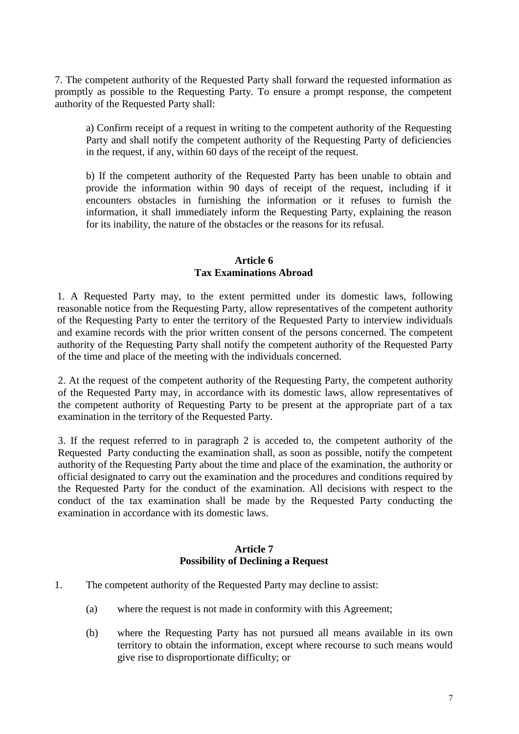7. The competent authority of the Requested Party shall forward the requested information as promptly as possible to the Requesting Party. To ensure a prompt response, the competent authority of the Requested Party shall:

a) Confirm receipt of a request in writing to the competent authority of the Requesting Party and shall notify the competent authority of the Requesting Party of deficiencies in the request, if any, within 60 days of the receipt of the request.

b) If the competent authority of the Requested Party has been unable to obtain and provide the information within 90 days of receipt of the request, including if it encounters obstacles in furnishing the information or it refuses to furnish the information, it shall immediately inform the Requesting Party, explaining the reason for its inability, the nature of the obstacles or the reasons for its refusal.

## Article 6
## Tax Examinations Abroad

1. A Requested Party may, to the extent permitted under its domestic laws, following reasonable notice from the Requesting Party, allow representatives of the competent authority of the Requesting Party to enter the territory of the Requested Party to interview individuals and examine records with the prior written consent of the persons concerned. The competent authority of the Requesting Party shall notify the competent authority of the Requested Party of the time and place of the meeting with the individuals concerned.

2. At the request of the competent authority of the Requesting Party, the competent authority of the Requested Party may, in accordance with its domestic laws, allow representatives of the competent authority of Requesting Party to be present at the appropriate part of a tax examination in the territory of the Requested Party.

3. If the request referred to in paragraph 2 is acceded to, the competent authority of the Requested Party conducting the examination shall, as soon as possible, notify the competent authority of the Requesting Party about the time and place of the examination, the authority or official designated to carry out the examination and the procedures and conditions required by the Requested Party for the conduct of the examination. All decisions with respect to the conduct of the tax examination shall be made by the Requested Party conducting the examination in accordance with its domestic laws.

## Article 7
## Possibility of Declining a Request

1. The competent authority of the Requested Party may decline to assist:

   (a) where the request is not made in conformity with this Agreement;

   (b) where the Requesting Party has not pursued all means available in its own territory to obtain the information, except where recourse to such means would give rise to disproportionate difficulty; or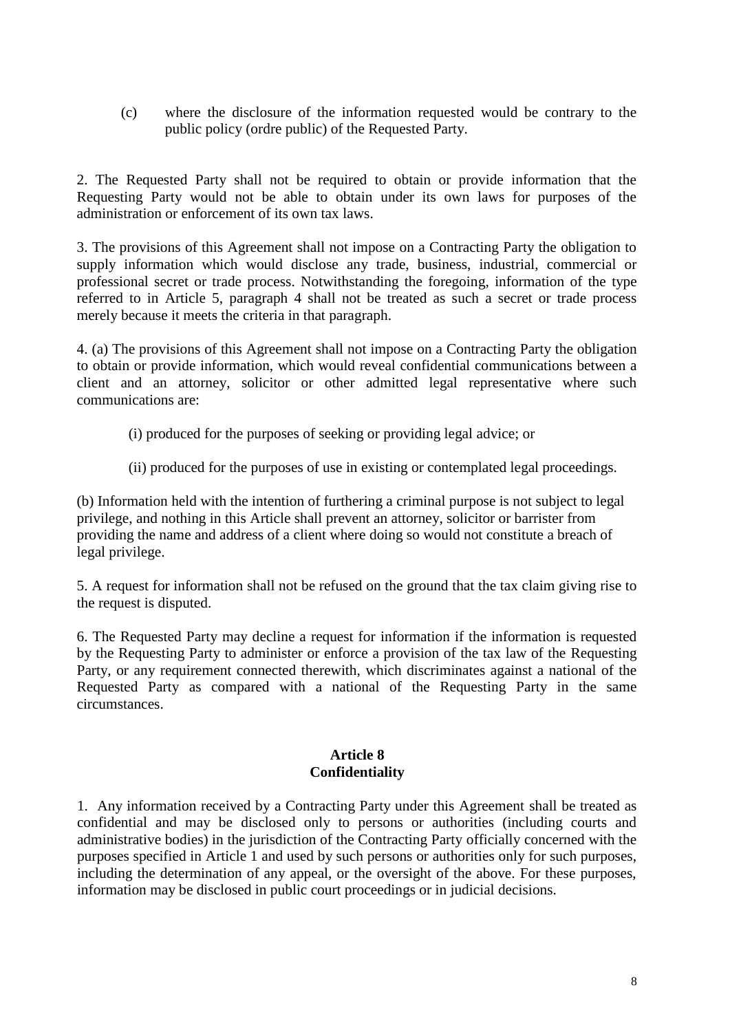(c) where the disclosure of the information requested would be contrary to the public policy (ordre public) of the Requested Party.

2. The Requested Party shall not be required to obtain or provide information that the Requesting Party would not be able to obtain under its own laws for purposes of the administration or enforcement of its own tax laws.

3. The provisions of this Agreement shall not impose on a Contracting Party the obligation to supply information which would disclose any trade, business, industrial, commercial or professional secret or trade process. Notwithstanding the foregoing, information of the type referred to in Article 5, paragraph 4 shall not be treated as such a secret or trade process merely because it meets the criteria in that paragraph.

4. (a) The provisions of this Agreement shall not impose on a Contracting Party the obligation to obtain or provide information, which would reveal confidential communications between a client and an attorney, solicitor or other admitted legal representative where such communications are:

(i) produced for the purposes of seeking or providing legal advice; or

(ii) produced for the purposes of use in existing or contemplated legal proceedings.

(b) Information held with the intention of furthering a criminal purpose is not subject to legal privilege, and nothing in this Article shall prevent an attorney, solicitor or barrister from providing the name and address of a client where doing so would not constitute a breach of legal privilege.

5. A request for information shall not be refused on the ground that the tax claim giving rise to the request is disputed.

6. The Requested Party may decline a request for information if the information is requested by the Requesting Party to administer or enforce a provision of the tax law of the Requesting Party, or any requirement connected therewith, which discriminates against a national of the Requested Party as compared with a national of the Requesting Party in the same circumstances.

## Article 8
## Confidentiality

1. Any information received by a Contracting Party under this Agreement shall be treated as confidential and may be disclosed only to persons or authorities (including courts and administrative bodies) in the jurisdiction of the Contracting Party officially concerned with the purposes specified in Article 1 and used by such persons or authorities only for such purposes, including the determination of any appeal, or the oversight of the above. For these purposes, information may be disclosed in public court proceedings or in judicial decisions.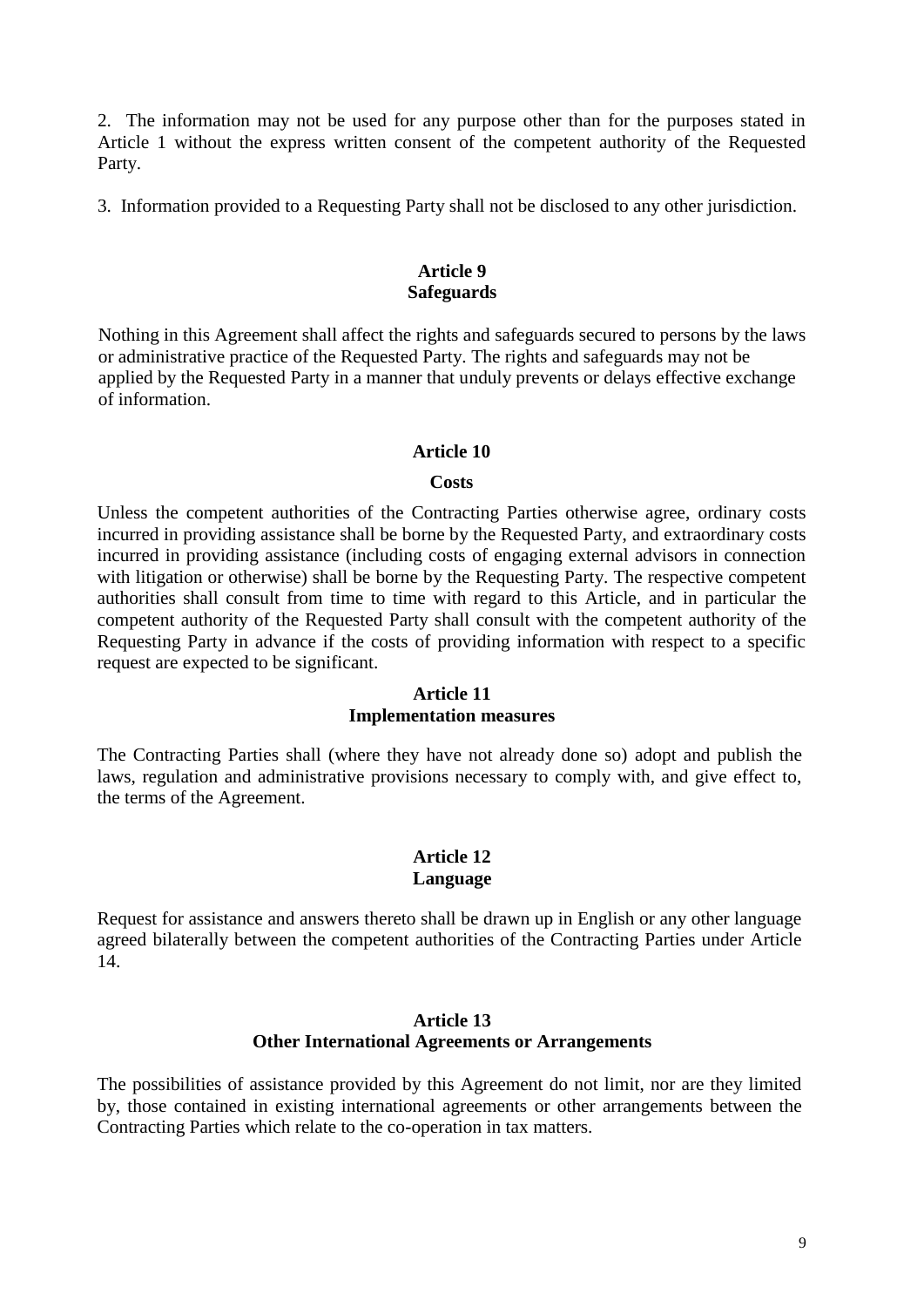2. The information may not be used for any purpose other than for the purposes stated in Article 1 without the express written consent of the competent authority of the Requested Party.

3. Information provided to a Requesting Party shall not be disclosed to any other jurisdiction.

**Article 9**
**Safeguards**

Nothing in this Agreement shall affect the rights and safeguards secured to persons by the laws or administrative practice of the Requested Party. The rights and safeguards may not be applied by the Requested Party in a manner that unduly prevents or delays effective exchange of information.

**Article 10**

**Costs**

Unless the competent authorities of the Contracting Parties otherwise agree, ordinary costs incurred in providing assistance shall be borne by the Requested Party, and extraordinary costs incurred in providing assistance (including costs of engaging external advisors in connection with litigation or otherwise) shall be borne by the Requesting Party. The respective competent authorities shall consult from time to time with regard to this Article, and in particular the competent authority of the Requested Party shall consult with the competent authority of the Requesting Party in advance if the costs of providing information with respect to a specific request are expected to be significant.

**Article 11**
**Implementation measures**

The Contracting Parties shall (where they have not already done so) adopt and publish the laws, regulation and administrative provisions necessary to comply with, and give effect to, the terms of the Agreement.

**Article 12**
**Language**

Request for assistance and answers thereto shall be drawn up in English or any other language agreed bilaterally between the competent authorities of the Contracting Parties under Article 14.

**Article 13**
**Other International Agreements or Arrangements**

The possibilities of assistance provided by this Agreement do not limit, nor are they limited by, those contained in existing international agreements or other arrangements between the Contracting Parties which relate to the co-operation in tax matters.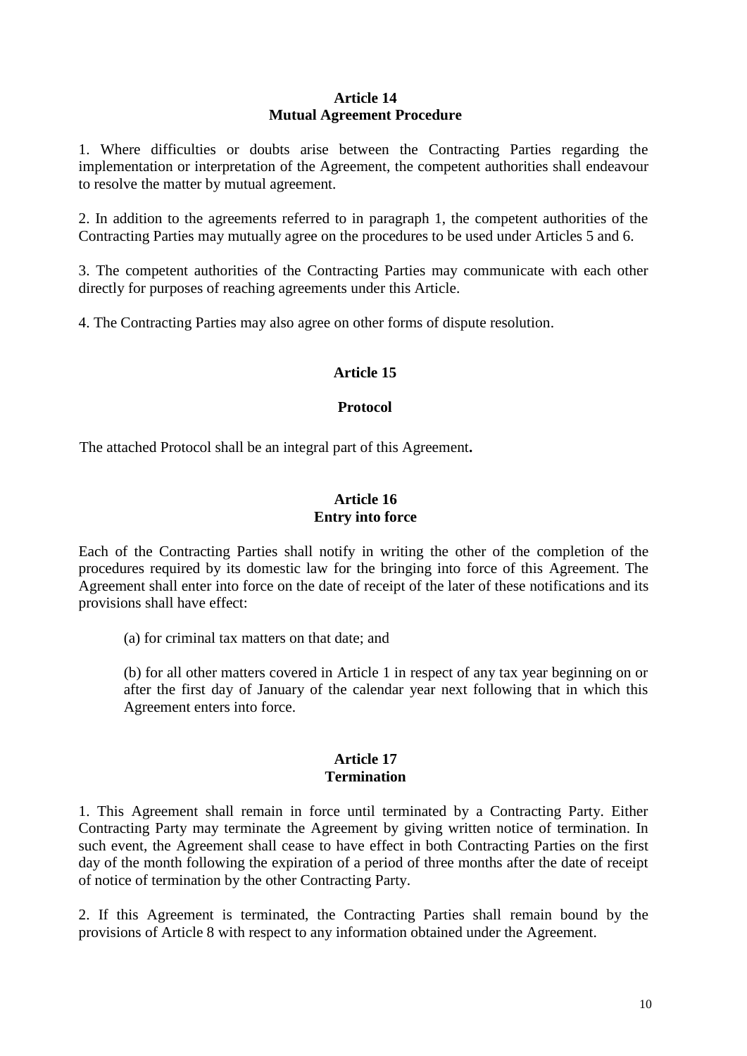### Article 14
### Mutual Agreement Procedure

1. Where difficulties or doubts arise between the Contracting Parties regarding the implementation or interpretation of the Agreement, the competent authorities shall endeavour to resolve the matter by mutual agreement.

2. In addition to the agreements referred to in paragraph 1, the competent authorities of the Contracting Parties may mutually agree on the procedures to be used under Articles 5 and 6.

3. The competent authorities of the Contracting Parties may communicate with each other directly for purposes of reaching agreements under this Article.

4. The Contracting Parties may also agree on other forms of dispute resolution.

### Article 15

### Protocol

The attached Protocol shall be an integral part of this Agreement**.**

### Article 16
### Entry into force

Each of the Contracting Parties shall notify in writing the other of the completion of the procedures required by its domestic law for the bringing into force of this Agreement. The Agreement shall enter into force on the date of receipt of the later of these notifications and its provisions shall have effect:

(a) for criminal tax matters on that date; and

(b) for all other matters covered in Article 1 in respect of any tax year beginning on or after the first day of January of the calendar year next following that in which this Agreement enters into force.

### Article 17
### Termination

1. This Agreement shall remain in force until terminated by a Contracting Party. Either Contracting Party may terminate the Agreement by giving written notice of termination. In such event, the Agreement shall cease to have effect in both Contracting Parties on the first day of the month following the expiration of a period of three months after the date of receipt of notice of termination by the other Contracting Party.

2. If this Agreement is terminated, the Contracting Parties shall remain bound by the provisions of Article 8 with respect to any information obtained under the Agreement.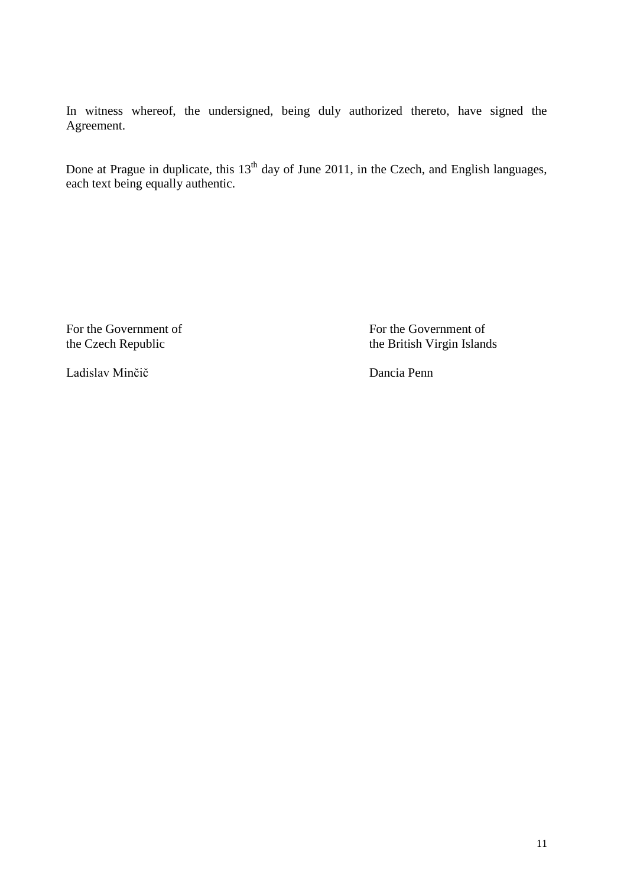In witness whereof, the undersigned, being duly authorized thereto, have signed the Agreement.

Done at Prague in duplicate, this 13th day of June 2011, in the Czech, and English languages, each text being equally authentic.

| For the Government of the Czech Republic | For the Government of the British Virgin Islands |
|---|---|
| Ladislav Minčič | Dancia Penn |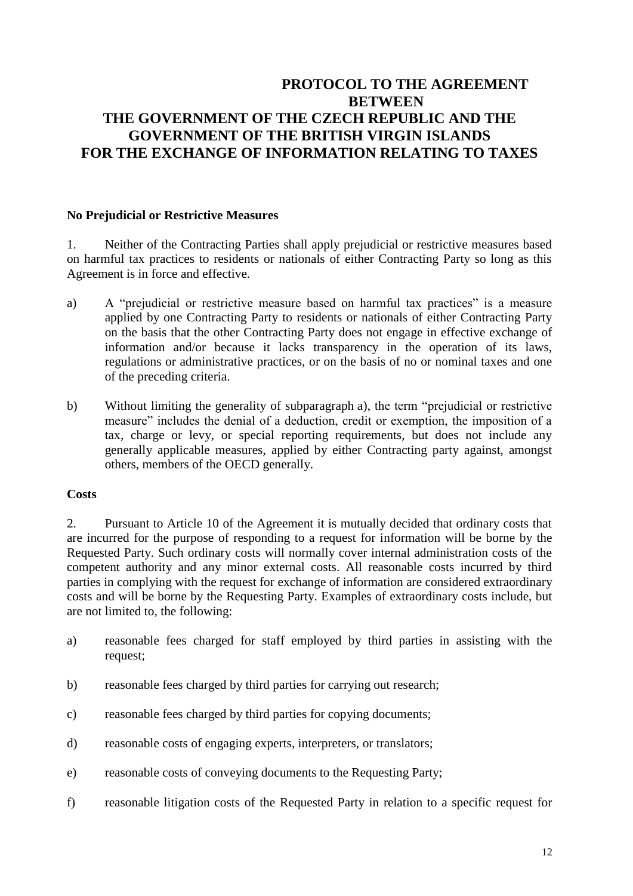# PROTOCOL TO THE AGREEMENT BETWEEN THE GOVERNMENT OF THE CZECH REPUBLIC AND THE GOVERNMENT OF THE BRITISH VIRGIN ISLANDS FOR THE EXCHANGE OF INFORMATION RELATING TO TAXES

**No Prejudicial or Restrictive Measures**

1. Neither of the Contracting Parties shall apply prejudicial or restrictive measures based on harmful tax practices to residents or nationals of either Contracting Party so long as this Agreement is in force and effective.

a) A "prejudicial or restrictive measure based on harmful tax practices" is a measure applied by one Contracting Party to residents or nationals of either Contracting Party on the basis that the other Contracting Party does not engage in effective exchange of information and/or because it lacks transparency in the operation of its laws, regulations or administrative practices, or on the basis of no or nominal taxes and one of the preceding criteria.

b) Without limiting the generality of subparagraph a), the term "prejudicial or restrictive measure" includes the denial of a deduction, credit or exemption, the imposition of a tax, charge or levy, or special reporting requirements, but does not include any generally applicable measures, applied by either Contracting party against, amongst others, members of the OECD generally.

**Costs**

2. Pursuant to Article 10 of the Agreement it is mutually decided that ordinary costs that are incurred for the purpose of responding to a request for information will be borne by the Requested Party. Such ordinary costs will normally cover internal administration costs of the competent authority and any minor external costs. All reasonable costs incurred by third parties in complying with the request for exchange of information are considered extraordinary costs and will be borne by the Requesting Party. Examples of extraordinary costs include, but are not limited to, the following:

a) reasonable fees charged for staff employed by third parties in assisting with the request;

b) reasonable fees charged by third parties for carrying out research;

c) reasonable fees charged by third parties for copying documents;

d) reasonable costs of engaging experts, interpreters, or translators;

e) reasonable costs of conveying documents to the Requesting Party;

f) reasonable litigation costs of the Requested Party in relation to a specific request for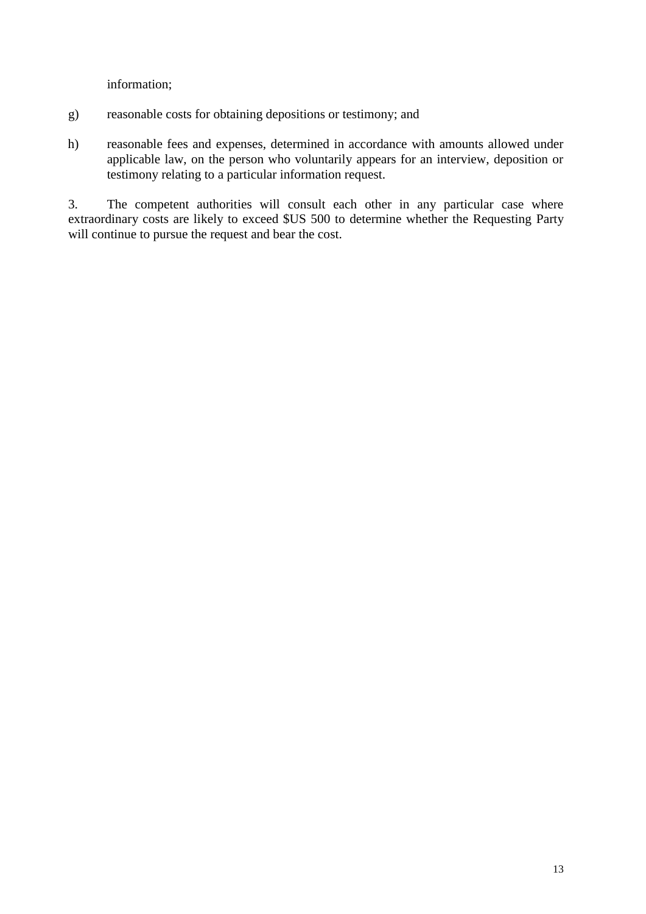information;

g) reasonable costs for obtaining depositions or testimony; and

h) reasonable fees and expenses, determined in accordance with amounts allowed under applicable law, on the person who voluntarily appears for an interview, deposition or testimony relating to a particular information request.

3. The competent authorities will consult each other in any particular case where extraordinary costs are likely to exceed $US 500 to determine whether the Requesting Party will continue to pursue the request and bear the cost.